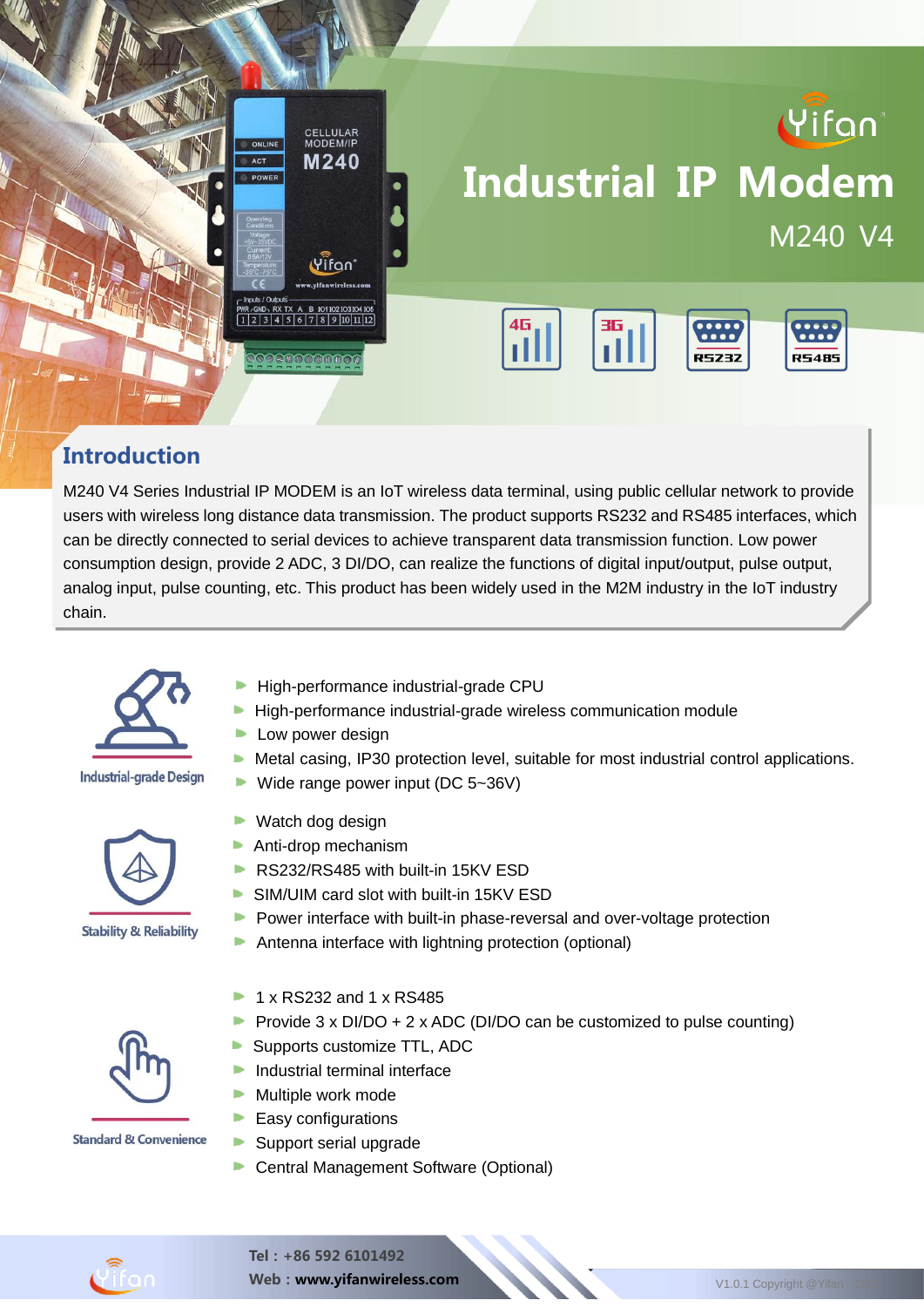# Industrial IP Modem

## M240 V4

4G 3G RS232 RS485

## Introduction

M240 V4 Series Industrial IP MODEM is an IoT wireless data terminal, using public cellular network to provide users with wireless long distance data transmission. The product supports RS232 and RS485 interfaces, which can be directly connected to serial devices to achieve transparent data transmission function. Low power consumption design, provide 2 ADC, 3 DI/DO, can realize the functions of digital input/output, pulse output, analog input, pulse counting, etc. This product has been widely used in the M2M industry in the IoT industry chain.

### Industrial-grade Design

- High-performance industrial-grade CPU
- High-performance industrial-grade wireless communication module
- Low power design
- Metal casing, IP30 protection level, suitable for most industrial control applications.
- Wide range power input (DC 5~36V)

### Stability & Reliability

- Watch dog design
- Anti-drop mechanism
- RS232/RS485 with built-in 15KV ESD
- SIM/UIM card slot with built-in 15KV ESD
- Power interface with built-in phase-reversal and over-voltage protection
- Antenna interface with lightning protection (optional)

### Standard & Convenience

- 1 x RS232 and 1 x RS485
- Provide 3 x DI/DO + 2 x ADC (DI/DO can be customized to pulse counting)
- Supports customize TTL, ADC
- Industrial terminal interface
- Multiple work mode
- Easy configurations
- Support serial upgrade
- Central Management Software (Optional)

Tel：+86 592 6101492
Web：www.yifanwireless.com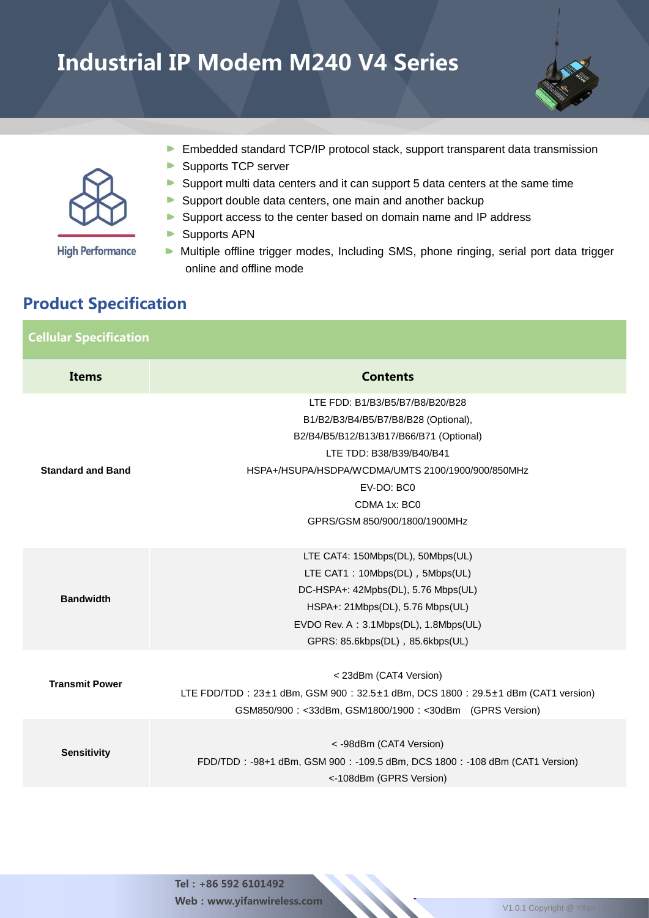# Industrial IP Modem M240 V4 Series

High Performance

- Embedded standard TCP/IP protocol stack, support transparent data transmission
- Supports TCP server
- Support multi data centers and it can support 5 data centers at the same time
- Support double data centers, one main and another backup
- Support access to the center based on domain name and IP address
- Supports APN
- Multiple offline trigger modes, Including SMS, phone ringing, serial port data trigger online and offline mode

## Product Specification

| Cellular Specification | |
|---|---|
| **Items** | **Contents** |
| **Standard and Band** | LTE FDD: B1/B3/B5/B7/B8/B20/B28<br>B1/B2/B3/B4/B5/B7/B8/B28 (Optional),<br>B2/B4/B5/B12/B13/B17/B66/B71 (Optional)<br>LTE TDD: B38/B39/B40/B41<br>HSPA+/HSUPA/HSDPA/WCDMA/UMTS 2100/1900/900/850MHz<br>EV-DO: BC0<br>CDMA 1x: BC0<br>GPRS/GSM 850/900/1800/1900MHz |
| **Bandwidth** | LTE CAT4: 150Mbps(DL), 50Mbps(UL)<br>LTE CAT1：10Mbps(DL)，5Mbps(UL)<br>DC-HSPA+: 42Mpbs(DL), 5.76 Mbps(UL)<br>HSPA+: 21Mbps(DL), 5.76 Mbps(UL)<br>EVDO Rev. A：3.1Mbps(DL), 1.8Mbps(UL)<br>GPRS: 85.6kbps(DL)，85.6kbps(UL) |
| **Transmit Power** | < 23dBm (CAT4 Version)<br>LTE FDD/TDD：23±1 dBm, GSM 900：32.5±1 dBm, DCS 1800：29.5±1 dBm (CAT1 version)<br>GSM850/900：<33dBm, GSM1800/1900：<30dBm (GPRS Version) |
| **Sensitivity** | < -98dBm (CAT4 Version)<br>FDD/TDD：-98+1 dBm, GSM 900：-109.5 dBm, DCS 1800：-108 dBm (CAT1 Version)<br><-108dBm (GPRS Version) |

**Tel：+86 592 6101492**
**Web：www.yifanwireless.com**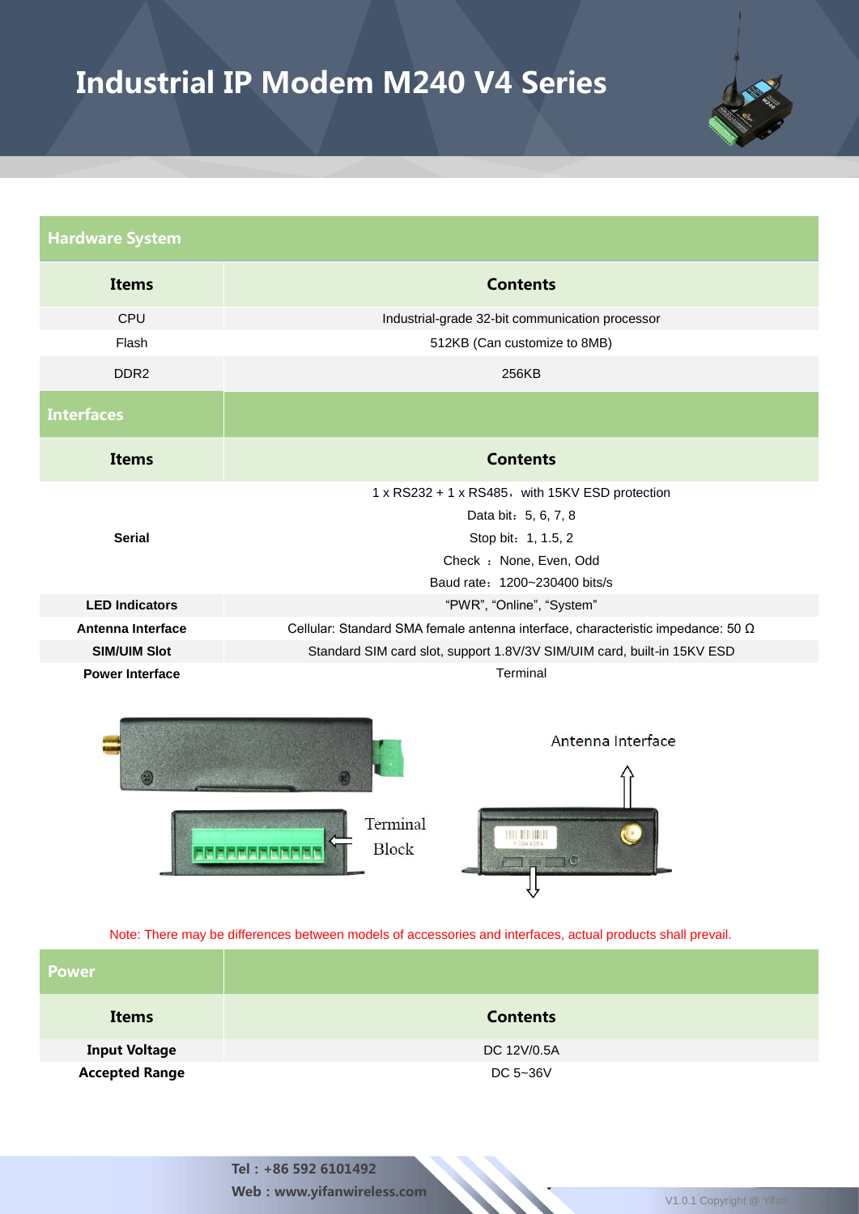# Industrial IP Modem M240 V4 Series

## Hardware System

| Items | Contents |
|---|---|
| CPU | Industrial-grade 32-bit communication processor |
| Flash | 512KB (Can customize to 8MB) |
| DDR2 | 256KB |

## Interfaces

| Items | Contents |
|---|---|
| **Serial** | 1 x RS232 + 1 x RS485，with 15KV ESD protection<br>Data bit：5, 6, 7, 8<br>Stop bit：1, 1.5, 2<br>Check ：None, Even, Odd<br>Baud rate：1200~230400 bits/s |
| **LED Indicators** | “PWR”, “Online”, “System” |
| **Antenna Interface** | Cellular: Standard SMA female antenna interface, characteristic impedance: 50 Ω |
| **SIM/UIM Slot** | Standard SIM card slot, support 1.8V/3V SIM/UIM card, built-in 15KV ESD |
| **Power Interface** | Terminal |

Terminal Block

Antenna Interface

Note: There may be differences between models of accessories and interfaces, actual products shall prevail.

## Power

| Items | Contents |
|---|---|
| **Input Voltage** | DC 12V/0.5A |
| **Accepted Range** | DC 5~36V |

Tel：+86 592 6101492
Web：www.yifanwireless.com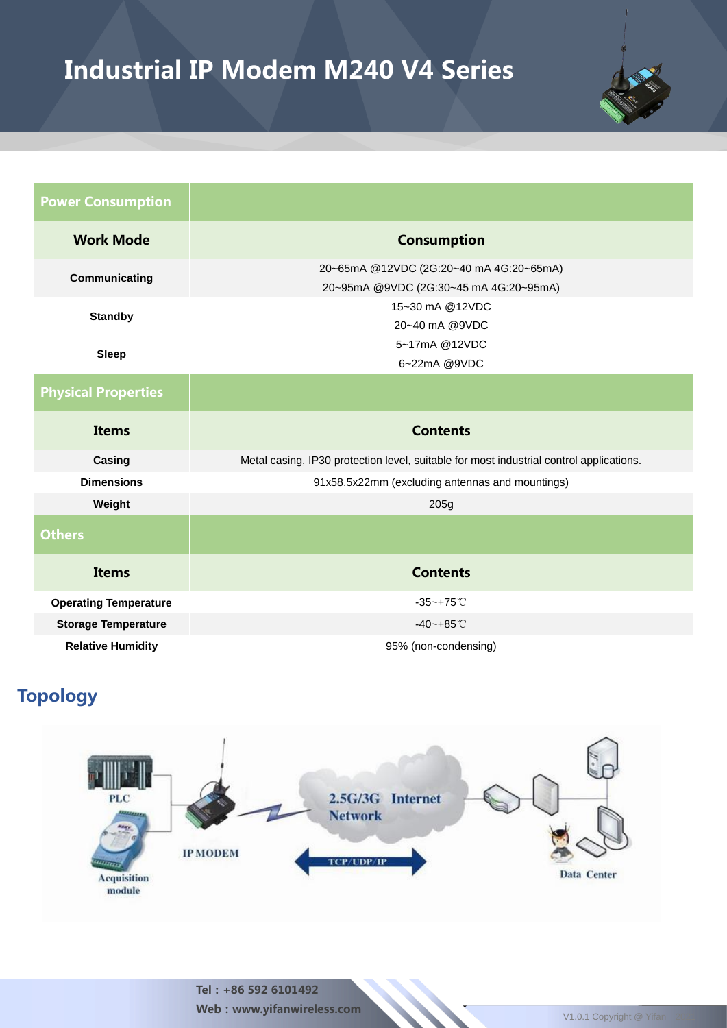# Industrial IP Modem M240 V4 Series

| Power Consumption | |
|---|---|
| **Work Mode** | **Consumption** |
| **Communicating** | 20~65mA @12VDC (2G:20~40 mA 4G:20~65mA)<br>20~95mA @9VDC (2G:30~45 mA 4G:20~95mA) |
| **Standby** | 15~30 mA @12VDC<br>20~40 mA @9VDC |
| **Sleep** | 5~17mA @12VDC<br>6~22mA @9VDC |

| Physical Properties | |
|---|---|
| **Items** | **Contents** |
| **Casing** | Metal casing, IP30 protection level, suitable for most industrial control applications. |
| **Dimensions** | 91x58.5x22mm (excluding antennas and mountings) |
| **Weight** | 205g |

| Others | |
|---|---|
| **Items** | **Contents** |
| **Operating Temperature** | -35~+75℃ |
| **Storage Temperature** | -40~+85℃ |
| **Relative Humidity** | 95% (non-condensing) |

## Topology

PLC — Acquisition module — IP MODEM — 2.5G/3G Internet Network — TCP/UDP/IP — Data Center

**Tel：+86 592 6101492**

**Web：www.yifanwireless.com**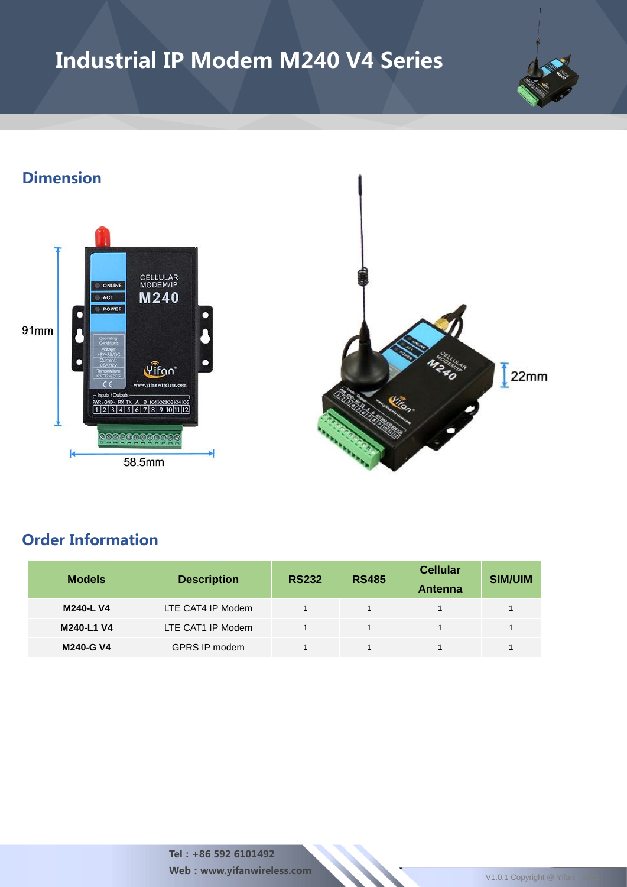# Industrial IP Modem M240 V4 Series

## Dimension

91mm

58.5mm

22mm

## Order Information

| Models | Description | RS232 | RS485 | Cellular Antenna | SIM/UIM |
|---|---|---|---|---|---|
| **M240-L V4** | LTE CAT4 IP Modem | 1 | 1 | 1 | 1 |
| **M240-L1 V4** | LTE CAT1 IP Modem | 1 | 1 | 1 | 1 |
| **M240-G V4** | GPRS IP modem | 1 | 1 | 1 | 1 |

**Tel : +86 592 6101492**
**Web : www.yifanwireless.com**

V1.0.1 Copyright @ Yifan